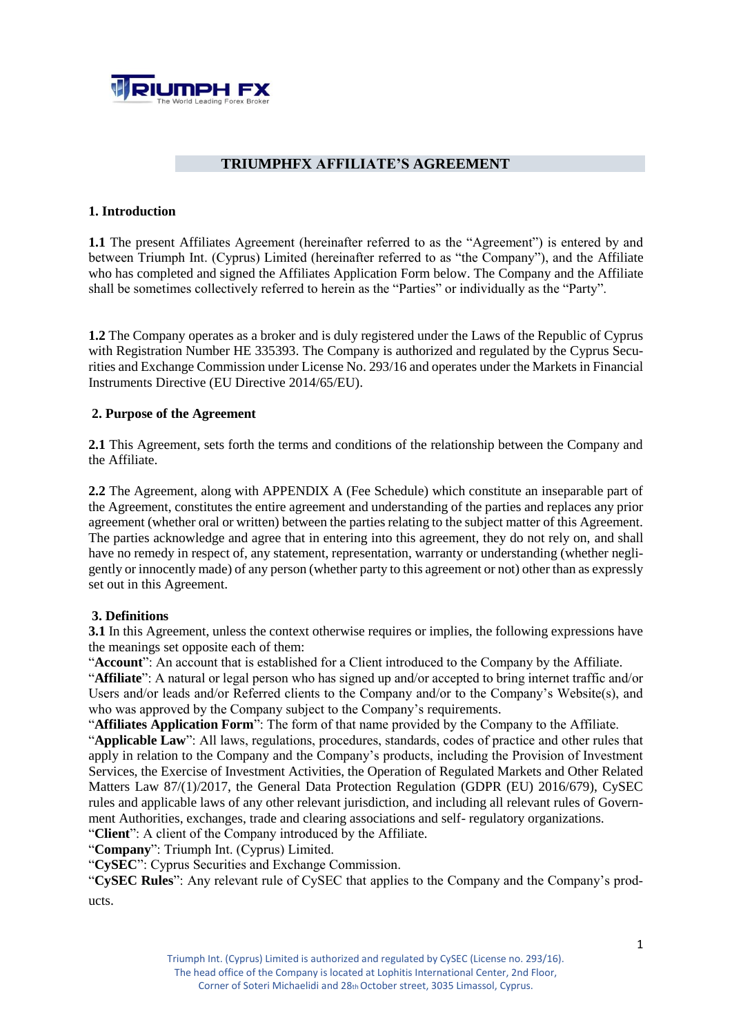# TRIUMPHFX AFFILIATE'S AGREEMENT

## 1. Introduction

**1.1** The present Affiliates Agreement (hereinafter referred to as the "Agreement") is entered by and between Triumph Int. (Cyprus) Limited (hereinafter referred to as "the Company"), and the Affiliate who has completed and signed the Affiliates Application Form below. The Company and the Affiliate shall be sometimes collectively referred to herein as the "Parties" or individually as the "Party".

**1.2** The Company operates as a broker and is duly registered under the Laws of the Republic of Cyprus with Registration Number HE 335393. The Company is authorized and regulated by the Cyprus Securities and Exchange Commission under License No. 293/16 and operates under the Markets in Financial Instruments Directive (EU Directive 2014/65/EU).

## 2. Purpose of the Agreement

**2.1** This Agreement, sets forth the terms and conditions of the relationship between the Company and the Affiliate.

**2.2** The Agreement, along with APPENDIX A (Fee Schedule) which constitute an inseparable part of the Agreement, constitutes the entire agreement and understanding of the parties and replaces any prior agreement (whether oral or written) between the parties relating to the subject matter of this Agreement. The parties acknowledge and agree that in entering into this agreement, they do not rely on, and shall have no remedy in respect of, any statement, representation, warranty or understanding (whether negligently or innocently made) of any person (whether party to this agreement or not) other than as expressly set out in this Agreement.

## 3. Definitions

**3.1** In this Agreement, unless the context otherwise requires or implies, the following expressions have the meanings set opposite each of them:

"**Account**": An account that is established for a Client introduced to the Company by the Affiliate.

"**Affiliate**": A natural or legal person who has signed up and/or accepted to bring internet traffic and/or Users and/or leads and/or Referred clients to the Company and/or to the Company's Website(s), and who was approved by the Company subject to the Company's requirements.

"**Affiliates Application Form**": The form of that name provided by the Company to the Affiliate.

"**Applicable Law**": All laws, regulations, procedures, standards, codes of practice and other rules that apply in relation to the Company and the Company's products, including the Provision of Investment Services, the Exercise of Investment Activities, the Operation of Regulated Markets and Other Related Matters Law 87/(1)/2017, the General Data Protection Regulation (GDPR (EU) 2016/679), CySEC rules and applicable laws of any other relevant jurisdiction, and including all relevant rules of Government Authorities, exchanges, trade and clearing associations and self- regulatory organizations.

"**Client**": A client of the Company introduced by the Affiliate.

"**Company**": Triumph Int. (Cyprus) Limited.

"**CySEC**": Cyprus Securities and Exchange Commission.

"**CySEC Rules**": Any relevant rule of CySEC that applies to the Company and the Company's products.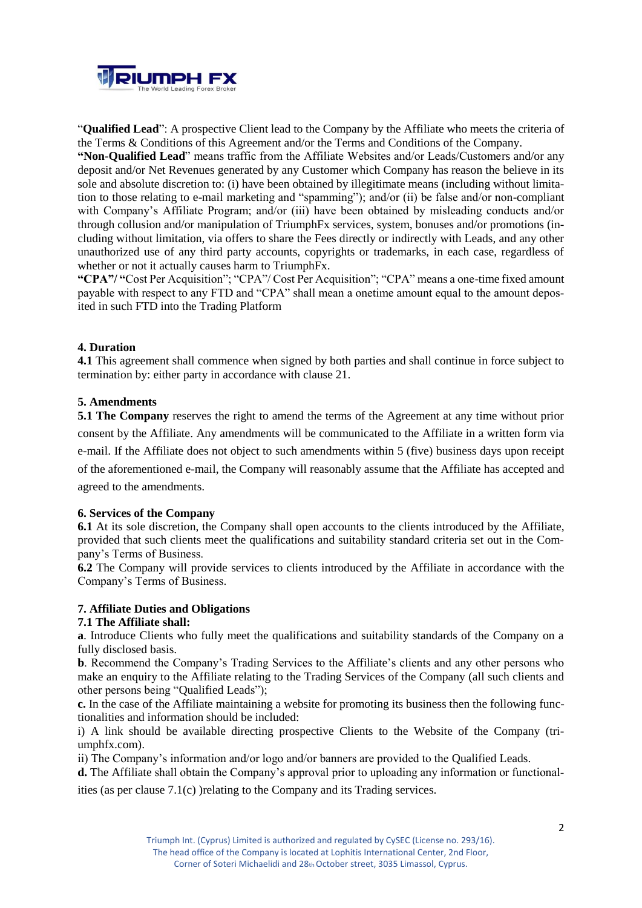"**Qualified Lead**": A prospective Client lead to the Company by the Affiliate who meets the criteria of the Terms & Conditions of this Agreement and/or the Terms and Conditions of the Company.

**"Non-Qualified Lead**" means traffic from the Affiliate Websites and/or Leads/Customers and/or any deposit and/or Net Revenues generated by any Customer which Company has reason the believe in its sole and absolute discretion to: (i) have been obtained by illegitimate means (including without limitation to those relating to e-mail marketing and "spamming"); and/or (ii) be false and/or non-compliant with Company's Affiliate Program; and/or (iii) have been obtained by misleading conducts and/or through collusion and/or manipulation of TriumphFx services, system, bonuses and/or promotions (including without limitation, via offers to share the Fees directly or indirectly with Leads, and any other unauthorized use of any third party accounts, copyrights or trademarks, in each case, regardless of whether or not it actually causes harm to TriumphFx.

**"CPA"/ "**Cost Per Acquisition"; "CPA"/ Cost Per Acquisition"; "CPA" means a one-time fixed amount payable with respect to any FTD and "CPA" shall mean a onetime amount equal to the amount deposited in such FTD into the Trading Platform

### 4. Duration

**4.1** This agreement shall commence when signed by both parties and shall continue in force subject to termination by: either party in accordance with clause 21.

### 5. Amendments

**5.1 The Company** reserves the right to amend the terms of the Agreement at any time without prior consent by the Affiliate. Any amendments will be communicated to the Affiliate in a written form via e-mail. If the Affiliate does not object to such amendments within 5 (five) business days upon receipt of the aforementioned e-mail, the Company will reasonably assume that the Affiliate has accepted and agreed to the amendments.

### 6. Services of the Company

**6.1** At its sole discretion, the Company shall open accounts to the clients introduced by the Affiliate, provided that such clients meet the qualifications and suitability standard criteria set out in the Company's Terms of Business.

**6.2** The Company will provide services to clients introduced by the Affiliate in accordance with the Company's Terms of Business.

### 7. Affiliate Duties and Obligations

**7.1 The Affiliate shall:**

**a**. Introduce Clients who fully meet the qualifications and suitability standards of the Company on a fully disclosed basis.

**b**. Recommend the Company's Trading Services to the Affiliate's clients and any other persons who make an enquiry to the Affiliate relating to the Trading Services of the Company (all such clients and other persons being "Qualified Leads");

**c.** In the case of the Affiliate maintaining a website for promoting its business then the following functionalities and information should be included:

i) A link should be available directing prospective Clients to the Website of the Company (triumphfx.com).

ii) The Company's information and/or logo and/or banners are provided to the Qualified Leads.

**d.** The Affiliate shall obtain the Company's approval prior to uploading any information or functionalities (as per clause 7.1(c) )relating to the Company and its Trading services.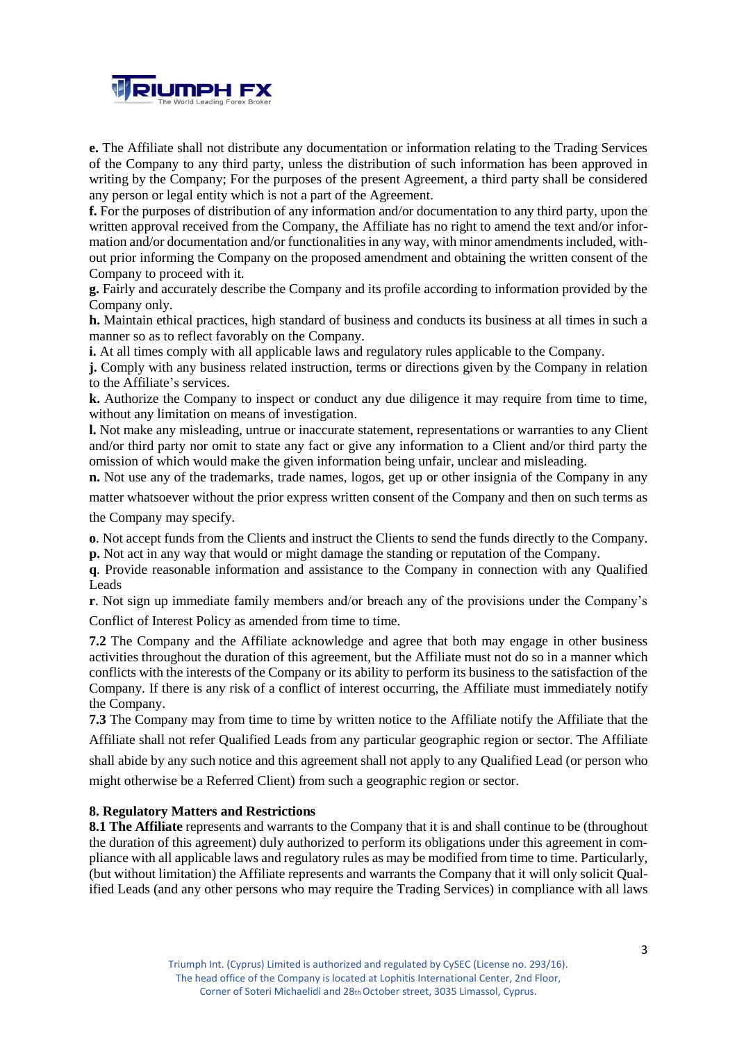**e.** The Affiliate shall not distribute any documentation or information relating to the Trading Services of the Company to any third party, unless the distribution of such information has been approved in writing by the Company; For the purposes of the present Agreement, a third party shall be considered any person or legal entity which is not a part of the Agreement.

**f.** For the purposes of distribution of any information and/or documentation to any third party, upon the written approval received from the Company, the Affiliate has no right to amend the text and/or information and/or documentation and/or functionalities in any way, with minor amendments included, without prior informing the Company on the proposed amendment and obtaining the written consent of the Company to proceed with it.

**g.** Fairly and accurately describe the Company and its profile according to information provided by the Company only.

**h.** Maintain ethical practices, high standard of business and conducts its business at all times in such a manner so as to reflect favorably on the Company.

**i.** At all times comply with all applicable laws and regulatory rules applicable to the Company.

**j.** Comply with any business related instruction, terms or directions given by the Company in relation to the Affiliate's services.

**k.** Authorize the Company to inspect or conduct any due diligence it may require from time to time, without any limitation on means of investigation.

**l.** Not make any misleading, untrue or inaccurate statement, representations or warranties to any Client and/or third party nor omit to state any fact or give any information to a Client and/or third party the omission of which would make the given information being unfair, unclear and misleading.

**n.** Not use any of the trademarks, trade names, logos, get up or other insignia of the Company in any matter whatsoever without the prior express written consent of the Company and then on such terms as the Company may specify.

**o**. Not accept funds from the Clients and instruct the Clients to send the funds directly to the Company.

**p.** Not act in any way that would or might damage the standing or reputation of the Company.

**q**. Provide reasonable information and assistance to the Company in connection with any Qualified Leads

**r**. Not sign up immediate family members and/or breach any of the provisions under the Company's Conflict of Interest Policy as amended from time to time.

**7.2** The Company and the Affiliate acknowledge and agree that both may engage in other business activities throughout the duration of this agreement, but the Affiliate must not do so in a manner which conflicts with the interests of the Company or its ability to perform its business to the satisfaction of the Company. If there is any risk of a conflict of interest occurring, the Affiliate must immediately notify the Company.

**7.3** The Company may from time to time by written notice to the Affiliate notify the Affiliate that the Affiliate shall not refer Qualified Leads from any particular geographic region or sector. The Affiliate shall abide by any such notice and this agreement shall not apply to any Qualified Lead (or person who might otherwise be a Referred Client) from such a geographic region or sector.

## 8. Regulatory Matters and Restrictions

**8.1 The Affiliate** represents and warrants to the Company that it is and shall continue to be (throughout the duration of this agreement) duly authorized to perform its obligations under this agreement in compliance with all applicable laws and regulatory rules as may be modified from time to time. Particularly, (but without limitation) the Affiliate represents and warrants the Company that it will only solicit Qualified Leads (and any other persons who may require the Trading Services) in compliance with all laws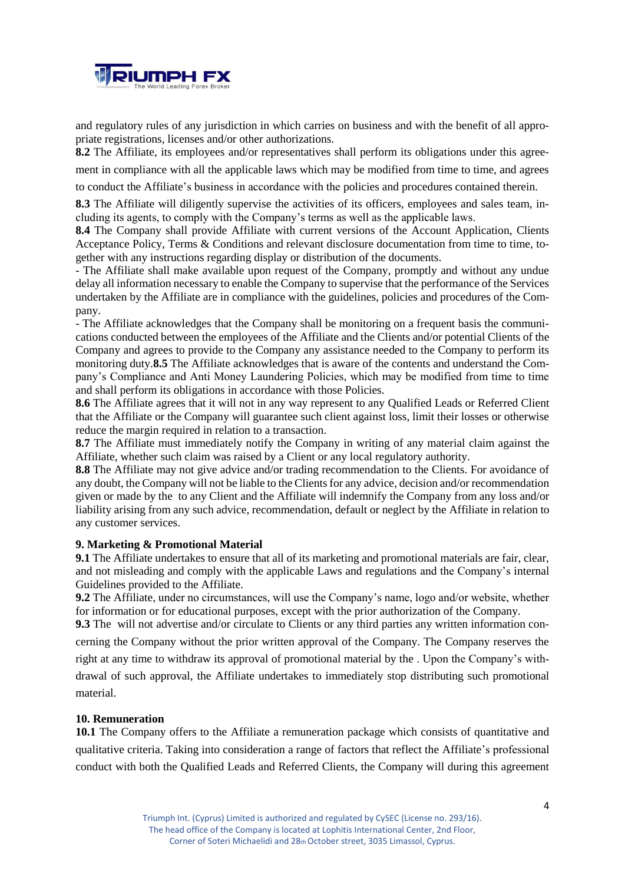and regulatory rules of any jurisdiction in which carries on business and with the benefit of all appropriate registrations, licenses and/or other authorizations.

**8.2** The Affiliate, its employees and/or representatives shall perform its obligations under this agreement in compliance with all the applicable laws which may be modified from time to time, and agrees to conduct the Affiliate's business in accordance with the policies and procedures contained therein.

**8.3** The Affiliate will diligently supervise the activities of its officers, employees and sales team, including its agents, to comply with the Company's terms as well as the applicable laws.

**8.4** The Company shall provide Affiliate with current versions of the Account Application, Clients Acceptance Policy, Terms & Conditions and relevant disclosure documentation from time to time, together with any instructions regarding display or distribution of the documents.

- The Affiliate shall make available upon request of the Company, promptly and without any undue delay all information necessary to enable the Company to supervise that the performance of the Services undertaken by the Affiliate are in compliance with the guidelines, policies and procedures of the Company.
- The Affiliate acknowledges that the Company shall be monitoring on a frequent basis the communications conducted between the employees of the Affiliate and the Clients and/or potential Clients of the Company and agrees to provide to the Company any assistance needed to the Company to perform its monitoring duty.**8.5** The Affiliate acknowledges that is aware of the contents and understand the Company's Compliance and Anti Money Laundering Policies, which may be modified from time to time and shall perform its obligations in accordance with those Policies.

**8.6** The Affiliate agrees that it will not in any way represent to any Qualified Leads or Referred Client that the Affiliate or the Company will guarantee such client against loss, limit their losses or otherwise reduce the margin required in relation to a transaction.

**8.7** The Affiliate must immediately notify the Company in writing of any material claim against the Affiliate, whether such claim was raised by a Client or any local regulatory authority.

**8.8** The Affiliate may not give advice and/or trading recommendation to the Clients. For avoidance of any doubt, the Company will not be liable to the Clients for any advice, decision and/or recommendation given or made by the to any Client and the Affiliate will indemnify the Company from any loss and/or liability arising from any such advice, recommendation, default or neglect by the Affiliate in relation to any customer services.

**9. Marketing & Promotional Material**

**9.1** The Affiliate undertakes to ensure that all of its marketing and promotional materials are fair, clear, and not misleading and comply with the applicable Laws and regulations and the Company's internal Guidelines provided to the Affiliate.

**9.2** The Affiliate, under no circumstances, will use the Company's name, logo and/or website, whether for information or for educational purposes, except with the prior authorization of the Company.

**9.3** The will not advertise and/or circulate to Clients or any third parties any written information concerning the Company without the prior written approval of the Company. The Company reserves the right at any time to withdraw its approval of promotional material by the . Upon the Company's withdrawal of such approval, the Affiliate undertakes to immediately stop distributing such promotional material.

**10. Remuneration**

**10.1** The Company offers to the Affiliate a remuneration package which consists of quantitative and qualitative criteria. Taking into consideration a range of factors that reflect the Affiliate's professional conduct with both the Qualified Leads and Referred Clients, the Company will during this agreement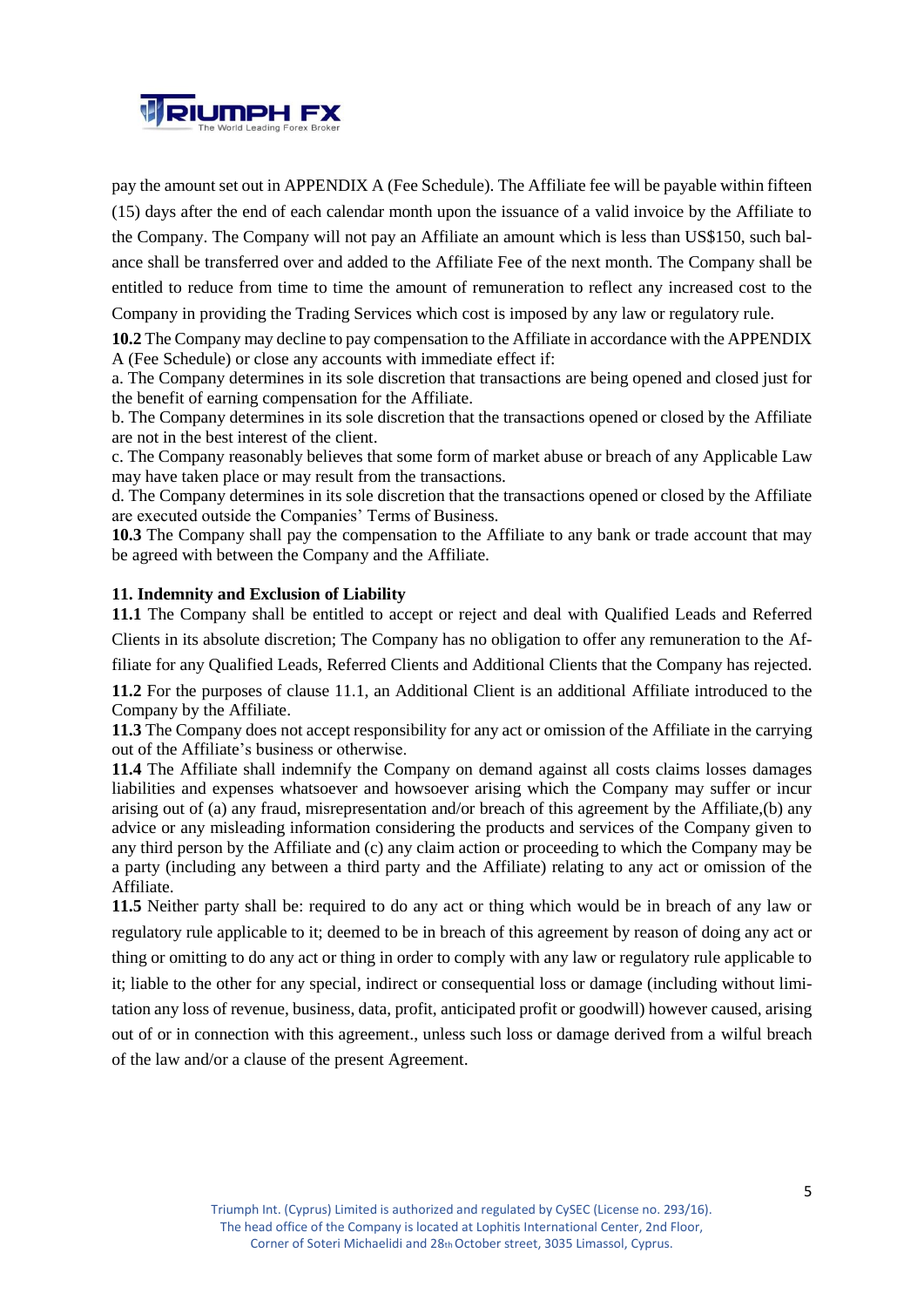pay the amount set out in APPENDIX A (Fee Schedule). The Affiliate fee will be payable within fifteen (15) days after the end of each calendar month upon the issuance of a valid invoice by the Affiliate to the Company. The Company will not pay an Affiliate an amount which is less than US$150, such balance shall be transferred over and added to the Affiliate Fee of the next month. The Company shall be entitled to reduce from time to time the amount of remuneration to reflect any increased cost to the Company in providing the Trading Services which cost is imposed by any law or regulatory rule.

**10.2** The Company may decline to pay compensation to the Affiliate in accordance with the APPENDIX A (Fee Schedule) or close any accounts with immediate effect if:

a. The Company determines in its sole discretion that transactions are being opened and closed just for the benefit of earning compensation for the Affiliate.

b. The Company determines in its sole discretion that the transactions opened or closed by the Affiliate are not in the best interest of the client.

c. The Company reasonably believes that some form of market abuse or breach of any Applicable Law may have taken place or may result from the transactions.

d. The Company determines in its sole discretion that the transactions opened or closed by the Affiliate are executed outside the Companies' Terms of Business.

**10.3** The Company shall pay the compensation to the Affiliate to any bank or trade account that may be agreed with between the Company and the Affiliate.

## 11. Indemnity and Exclusion of Liability

**11.1** The Company shall be entitled to accept or reject and deal with Qualified Leads and Referred Clients in its absolute discretion; The Company has no obligation to offer any remuneration to the Affiliate for any Qualified Leads, Referred Clients and Additional Clients that the Company has rejected.

**11.2** For the purposes of clause 11.1, an Additional Client is an additional Affiliate introduced to the Company by the Affiliate.

**11.3** The Company does not accept responsibility for any act or omission of the Affiliate in the carrying out of the Affiliate's business or otherwise.

**11.4** The Affiliate shall indemnify the Company on demand against all costs claims losses damages liabilities and expenses whatsoever and howsoever arising which the Company may suffer or incur arising out of (a) any fraud, misrepresentation and/or breach of this agreement by the Affiliate,(b) any advice or any misleading information considering the products and services of the Company given to any third person by the Affiliate and (c) any claim action or proceeding to which the Company may be a party (including any between a third party and the Affiliate) relating to any act or omission of the Affiliate.

**11.5** Neither party shall be: required to do any act or thing which would be in breach of any law or regulatory rule applicable to it; deemed to be in breach of this agreement by reason of doing any act or thing or omitting to do any act or thing in order to comply with any law or regulatory rule applicable to it; liable to the other for any special, indirect or consequential loss or damage (including without limitation any loss of revenue, business, data, profit, anticipated profit or goodwill) however caused, arising out of or in connection with this agreement., unless such loss or damage derived from a wilful breach of the law and/or a clause of the present Agreement.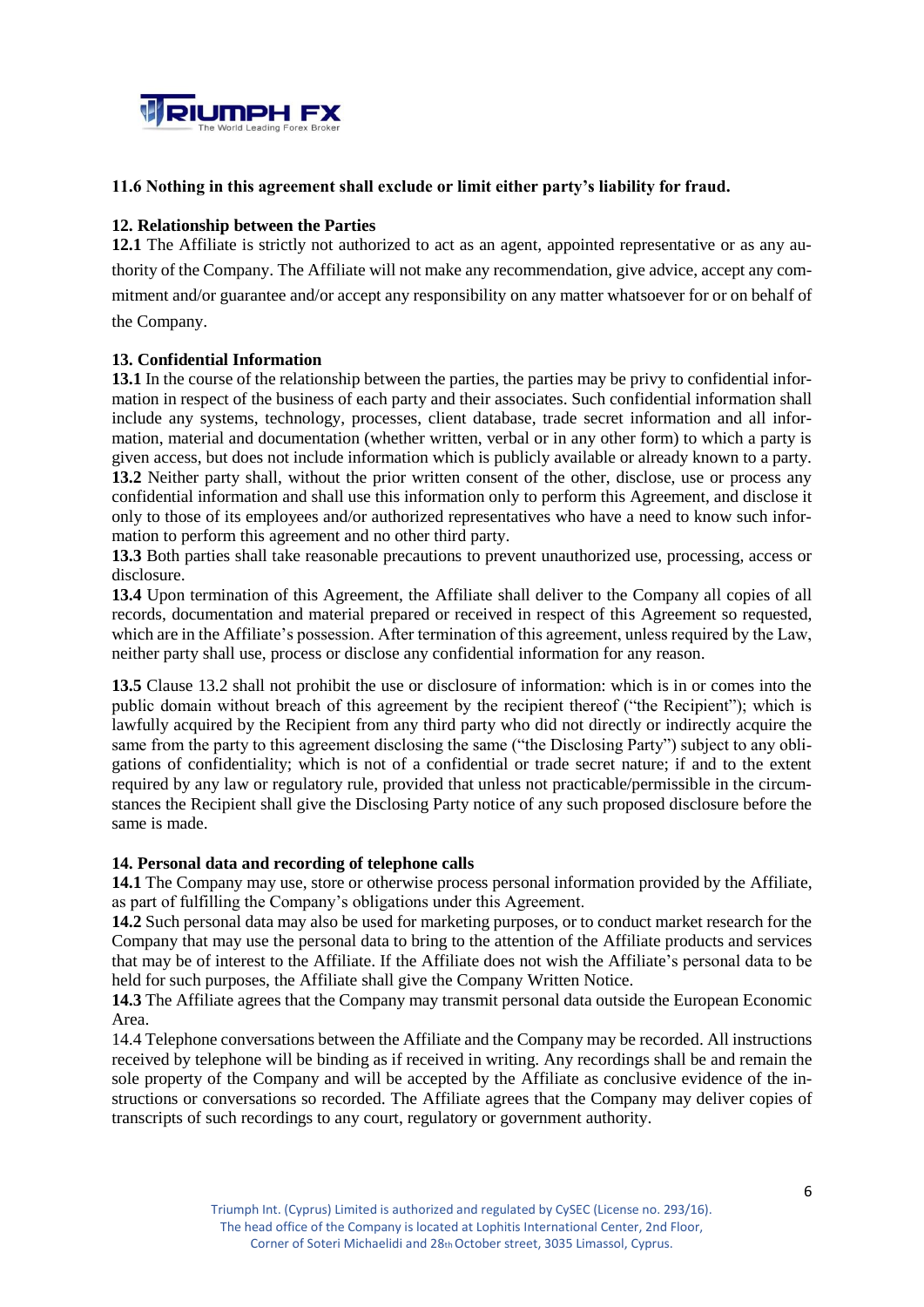**11.6 Nothing in this agreement shall exclude or limit either party's liability for fraud.**

**12. Relationship between the Parties**

**12.1** The Affiliate is strictly not authorized to act as an agent, appointed representative or as any authority of the Company. The Affiliate will not make any recommendation, give advice, accept any commitment and/or guarantee and/or accept any responsibility on any matter whatsoever for or on behalf of the Company.

**13. Confidential Information**

**13.1** In the course of the relationship between the parties, the parties may be privy to confidential information in respect of the business of each party and their associates. Such confidential information shall include any systems, technology, processes, client database, trade secret information and all information, material and documentation (whether written, verbal or in any other form) to which a party is given access, but does not include information which is publicly available or already known to a party.

**13.2** Neither party shall, without the prior written consent of the other, disclose, use or process any confidential information and shall use this information only to perform this Agreement, and disclose it only to those of its employees and/or authorized representatives who have a need to know such information to perform this agreement and no other third party.

**13.3** Both parties shall take reasonable precautions to prevent unauthorized use, processing, access or disclosure.

**13.4** Upon termination of this Agreement, the Affiliate shall deliver to the Company all copies of all records, documentation and material prepared or received in respect of this Agreement so requested, which are in the Affiliate's possession. After termination of this agreement, unless required by the Law, neither party shall use, process or disclose any confidential information for any reason.

**13.5** Clause 13.2 shall not prohibit the use or disclosure of information: which is in or comes into the public domain without breach of this agreement by the recipient thereof ("the Recipient"); which is lawfully acquired by the Recipient from any third party who did not directly or indirectly acquire the same from the party to this agreement disclosing the same ("the Disclosing Party") subject to any obligations of confidentiality; which is not of a confidential or trade secret nature; if and to the extent required by any law or regulatory rule, provided that unless not practicable/permissible in the circumstances the Recipient shall give the Disclosing Party notice of any such proposed disclosure before the same is made.

**14. Personal data and recording of telephone calls**

**14.1** The Company may use, store or otherwise process personal information provided by the Affiliate, as part of fulfilling the Company's obligations under this Agreement.

**14.2** Such personal data may also be used for marketing purposes, or to conduct market research for the Company that may use the personal data to bring to the attention of the Affiliate products and services that may be of interest to the Affiliate. If the Affiliate does not wish the Affiliate's personal data to be held for such purposes, the Affiliate shall give the Company Written Notice.

**14.3** The Affiliate agrees that the Company may transmit personal data outside the European Economic Area.

14.4 Telephone conversations between the Affiliate and the Company may be recorded. All instructions received by telephone will be binding as if received in writing. Any recordings shall be and remain the sole property of the Company and will be accepted by the Affiliate as conclusive evidence of the instructions or conversations so recorded. The Affiliate agrees that the Company may deliver copies of transcripts of such recordings to any court, regulatory or government authority.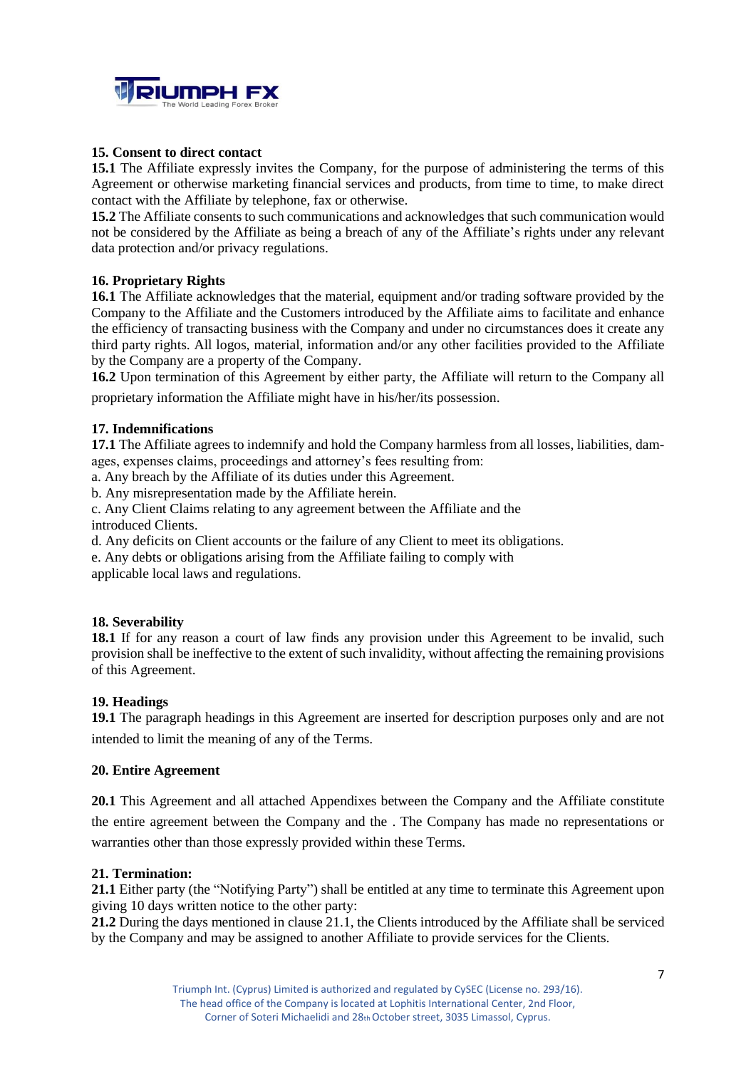**15. Consent to direct contact**

**15.1** The Affiliate expressly invites the Company, for the purpose of administering the terms of this Agreement or otherwise marketing financial services and products, from time to time, to make direct contact with the Affiliate by telephone, fax or otherwise.

**15.2** The Affiliate consents to such communications and acknowledges that such communication would not be considered by the Affiliate as being a breach of any of the Affiliate's rights under any relevant data protection and/or privacy regulations.

**16. Proprietary Rights**

**16.1** The Affiliate acknowledges that the material, equipment and/or trading software provided by the Company to the Affiliate and the Customers introduced by the Affiliate aims to facilitate and enhance the efficiency of transacting business with the Company and under no circumstances does it create any third party rights. All logos, material, information and/or any other facilities provided to the Affiliate by the Company are a property of the Company.

**16.2** Upon termination of this Agreement by either party, the Affiliate will return to the Company all proprietary information the Affiliate might have in his/her/its possession.

**17. Indemnifications**

**17.1** The Affiliate agrees to indemnify and hold the Company harmless from all losses, liabilities, damages, expenses claims, proceedings and attorney's fees resulting from:

a. Any breach by the Affiliate of its duties under this Agreement.

b. Any misrepresentation made by the Affiliate herein.

c. Any Client Claims relating to any agreement between the Affiliate and the introduced Clients.

d. Any deficits on Client accounts or the failure of any Client to meet its obligations.

e. Any debts or obligations arising from the Affiliate failing to comply with applicable local laws and regulations.

**18. Severability**

**18.1** If for any reason a court of law finds any provision under this Agreement to be invalid, such provision shall be ineffective to the extent of such invalidity, without affecting the remaining provisions of this Agreement.

**19. Headings**

**19.1** The paragraph headings in this Agreement are inserted for description purposes only and are not intended to limit the meaning of any of the Terms.

**20. Entire Agreement**

**20.1** This Agreement and all attached Appendixes between the Company and the Affiliate constitute the entire agreement between the Company and the . The Company has made no representations or warranties other than those expressly provided within these Terms.

**21. Termination:**

**21.1** Either party (the "Notifying Party") shall be entitled at any time to terminate this Agreement upon giving 10 days written notice to the other party:

**21.2** During the days mentioned in clause 21.1, the Clients introduced by the Affiliate shall be serviced by the Company and may be assigned to another Affiliate to provide services for the Clients.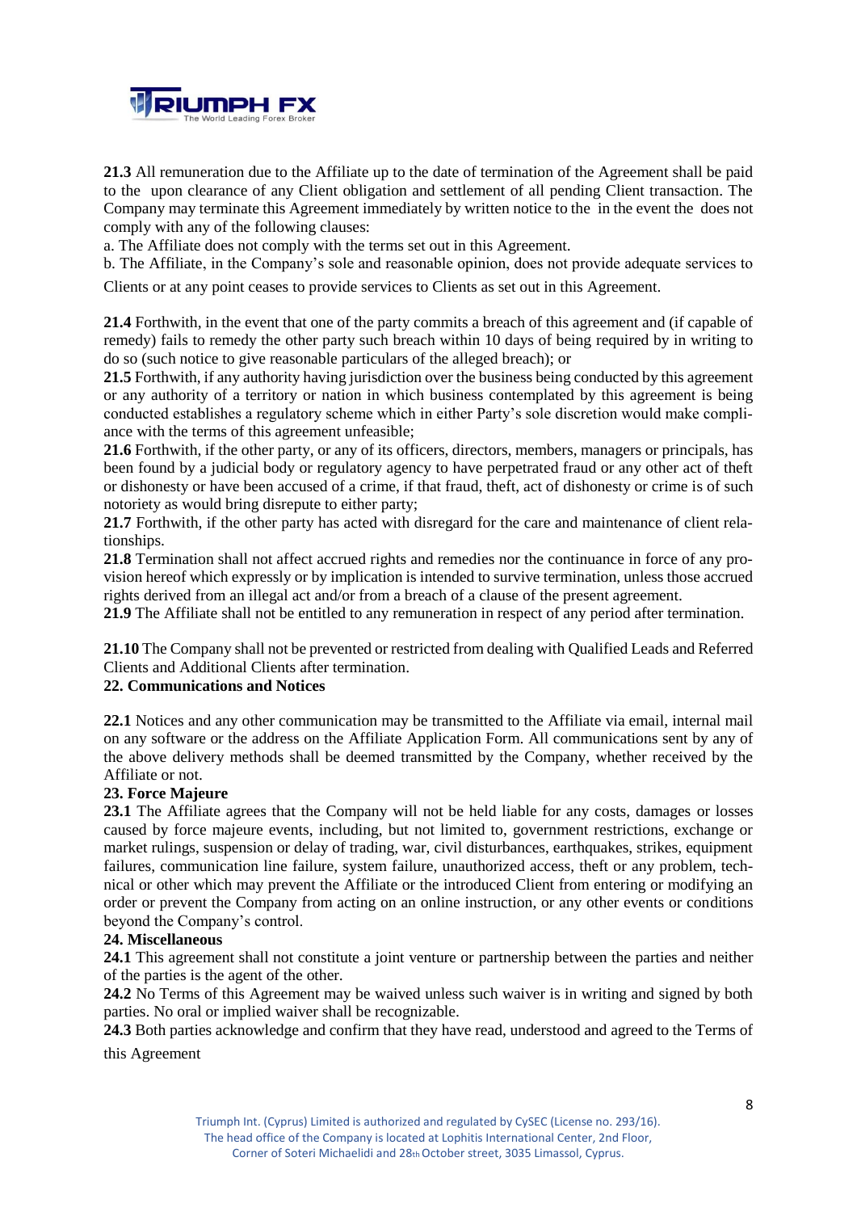**21.3** All remuneration due to the Affiliate up to the date of termination of the Agreement shall be paid to the upon clearance of any Client obligation and settlement of all pending Client transaction. The Company may terminate this Agreement immediately by written notice to the in the event the does not comply with any of the following clauses:

a. The Affiliate does not comply with the terms set out in this Agreement.

b. The Affiliate, in the Company's sole and reasonable opinion, does not provide adequate services to Clients or at any point ceases to provide services to Clients as set out in this Agreement.

**21.4** Forthwith, in the event that one of the party commits a breach of this agreement and (if capable of remedy) fails to remedy the other party such breach within 10 days of being required by in writing to do so (such notice to give reasonable particulars of the alleged breach); or

**21.5** Forthwith, if any authority having jurisdiction over the business being conducted by this agreement or any authority of a territory or nation in which business contemplated by this agreement is being conducted establishes a regulatory scheme which in either Party's sole discretion would make compliance with the terms of this agreement unfeasible;

**21.6** Forthwith, if the other party, or any of its officers, directors, members, managers or principals, has been found by a judicial body or regulatory agency to have perpetrated fraud or any other act of theft or dishonesty or have been accused of a crime, if that fraud, theft, act of dishonesty or crime is of such notoriety as would bring disrepute to either party;

**21.7** Forthwith, if the other party has acted with disregard for the care and maintenance of client relationships.

**21.8** Termination shall not affect accrued rights and remedies nor the continuance in force of any provision hereof which expressly or by implication is intended to survive termination, unless those accrued rights derived from an illegal act and/or from a breach of a clause of the present agreement.

**21.9** The Affiliate shall not be entitled to any remuneration in respect of any period after termination.

**21.10** The Company shall not be prevented or restricted from dealing with Qualified Leads and Referred Clients and Additional Clients after termination.

**22. Communications and Notices**

**22.1** Notices and any other communication may be transmitted to the Affiliate via email, internal mail on any software or the address on the Affiliate Application Form. All communications sent by any of the above delivery methods shall be deemed transmitted by the Company, whether received by the Affiliate or not.

**23. Force Majeure**

**23.1** The Affiliate agrees that the Company will not be held liable for any costs, damages or losses caused by force majeure events, including, but not limited to, government restrictions, exchange or market rulings, suspension or delay of trading, war, civil disturbances, earthquakes, strikes, equipment failures, communication line failure, system failure, unauthorized access, theft or any problem, technical or other which may prevent the Affiliate or the introduced Client from entering or modifying an order or prevent the Company from acting on an online instruction, or any other events or conditions beyond the Company's control.

**24. Miscellaneous**

**24.1** This agreement shall not constitute a joint venture or partnership between the parties and neither of the parties is the agent of the other.

**24.2** No Terms of this Agreement may be waived unless such waiver is in writing and signed by both parties. No oral or implied waiver shall be recognizable.

**24.3** Both parties acknowledge and confirm that they have read, understood and agreed to the Terms of this Agreement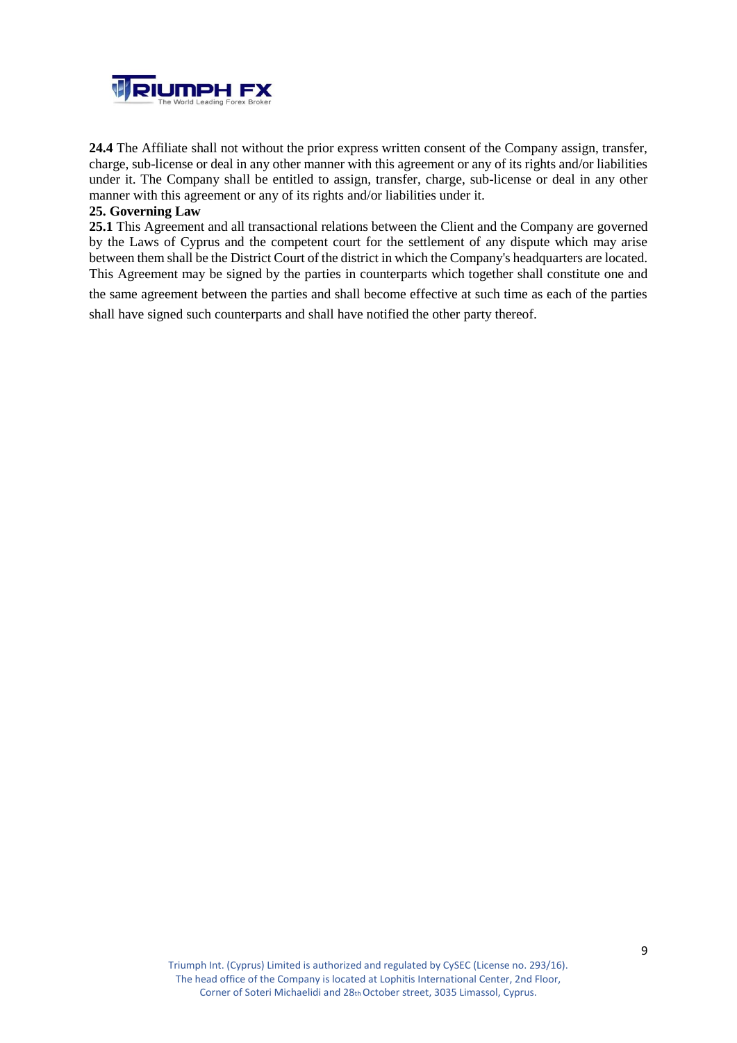**24.4** The Affiliate shall not without the prior express written consent of the Company assign, transfer, charge, sub-license or deal in any other manner with this agreement or any of its rights and/or liabilities under it. The Company shall be entitled to assign, transfer, charge, sub-license or deal in any other manner with this agreement or any of its rights and/or liabilities under it.

**25. Governing Law**

**25.1** This Agreement and all transactional relations between the Client and the Company are governed by the Laws of Cyprus and the competent court for the settlement of any dispute which may arise between them shall be the District Court of the district in which the Company's headquarters are located. This Agreement may be signed by the parties in counterparts which together shall constitute one and the same agreement between the parties and shall become effective at such time as each of the parties shall have signed such counterparts and shall have notified the other party thereof.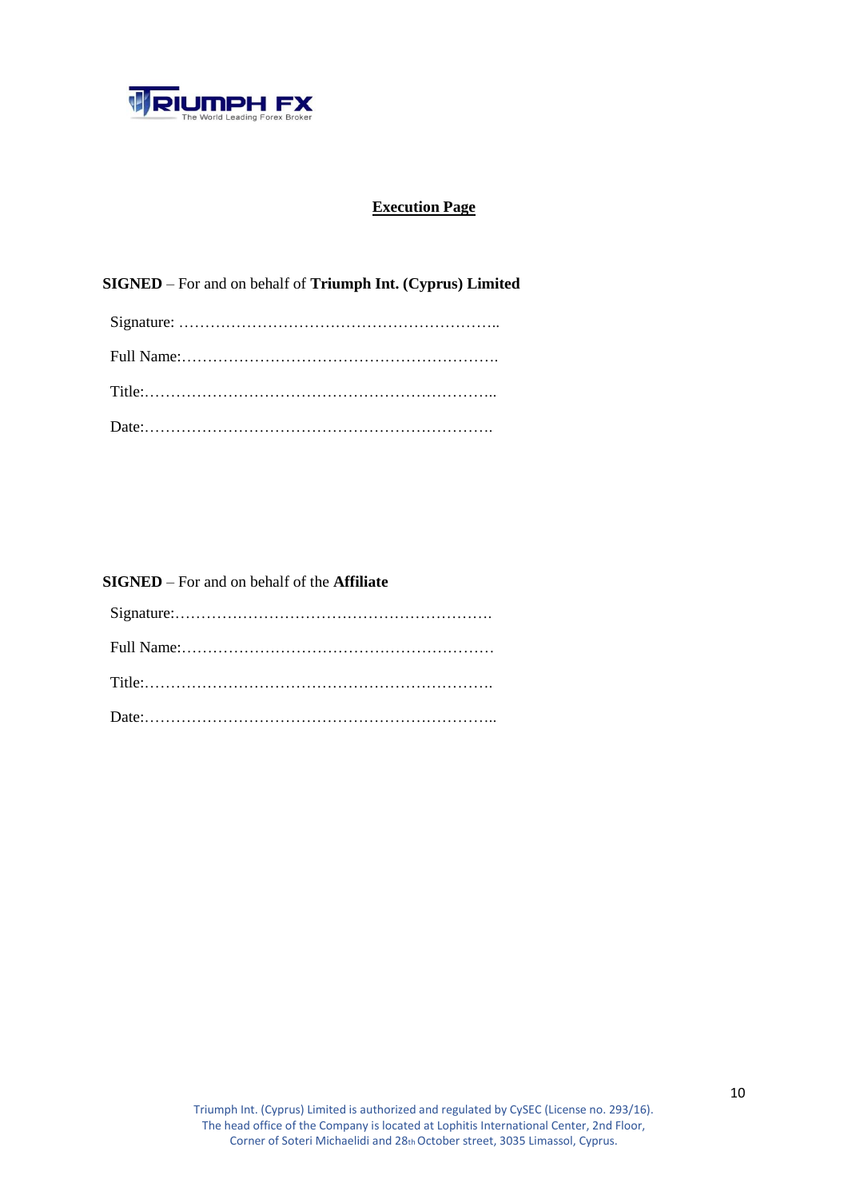## Execution Page

**SIGNED** – For and on behalf of **Triumph Int. (Cyprus) Limited**

Signature: ……………………………………………………..

Full Name:…………………………………………………….

Title:…………………………………………………………..

Date:………………………………………………………….

**SIGNED** – For and on behalf of the **Affiliate**

Signature:…………………………………………………….

Full Name:……………………………………………………

Title:………………………………………………………….

Date:…………………………………………………………..